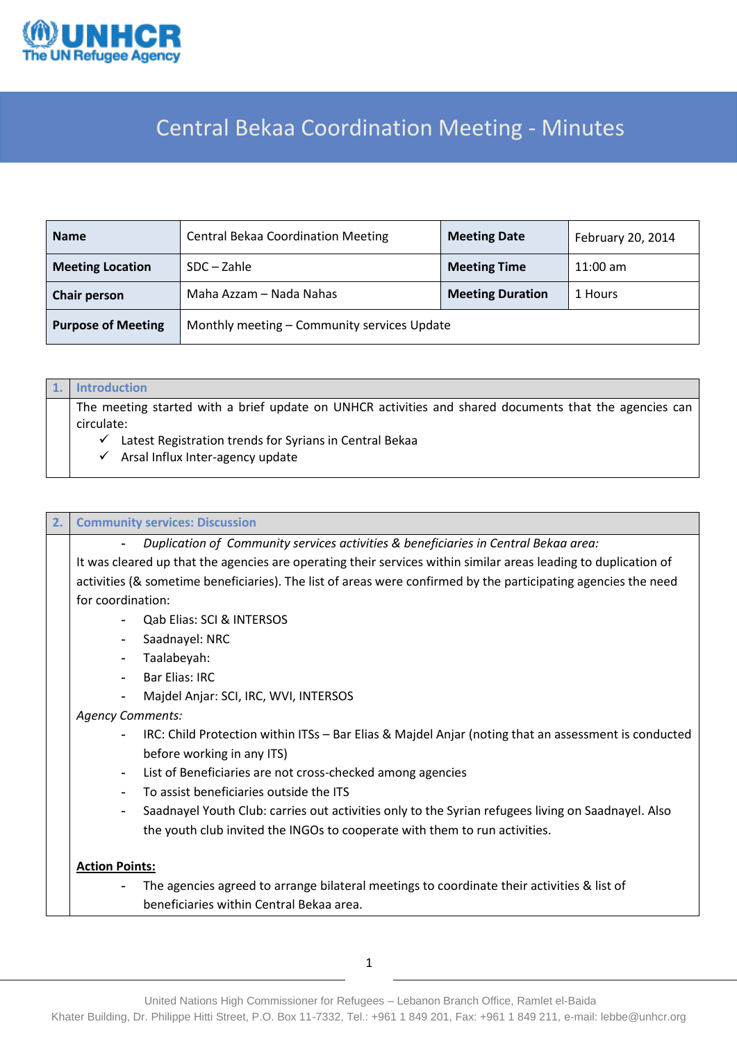# Central Bekaa Coordination Meeting - Minutes

| Name | Central Bekaa Coordination Meeting | Meeting Date | February 20, 2014 |
|---|---|---|---|
| Meeting Location | SDC – Zahle | Meeting Time | 11:00 am |
| Chair person | Maha Azzam – Nada Nahas | Meeting Duration | 1 Hours |
| Purpose of Meeting | Monthly meeting – Community services Update | | |

## 1. Introduction

The meeting started with a brief update on UNHCR activities and shared documents that the agencies can circulate:

- ✓ Latest Registration trends for Syrians in Central Bekaa
- ✓ Arsal Influx Inter-agency update

## 2. Community services: Discussion

- *Duplication of Community services activities & beneficiaries in Central Bekaa area:*

It was cleared up that the agencies are operating their services within similar areas leading to duplication of activities (& sometime beneficiaries). The list of areas were confirmed by the participating agencies the need for coordination:

- Qab Elias: SCI & INTERSOS
- Saadnayel: NRC
- Taalabeyah:
- Bar Elias: IRC
- Majdel Anjar: SCI, IRC, WVI, INTERSOS

*Agency Comments:*

- IRC: Child Protection within ITSs – Bar Elias & Majdel Anjar (noting that an assessment is conducted before working in any ITS)
- List of Beneficiaries are not cross-checked among agencies
- To assist beneficiaries outside the ITS
- Saadnayel Youth Club: carries out activities only to the Syrian refugees living on Saadnayel. Also the youth club invited the INGOs to cooperate with them to run activities.

**Action Points:**

- The agencies agreed to arrange bilateral meetings to coordinate their activities & list of beneficiaries within Central Bekaa area.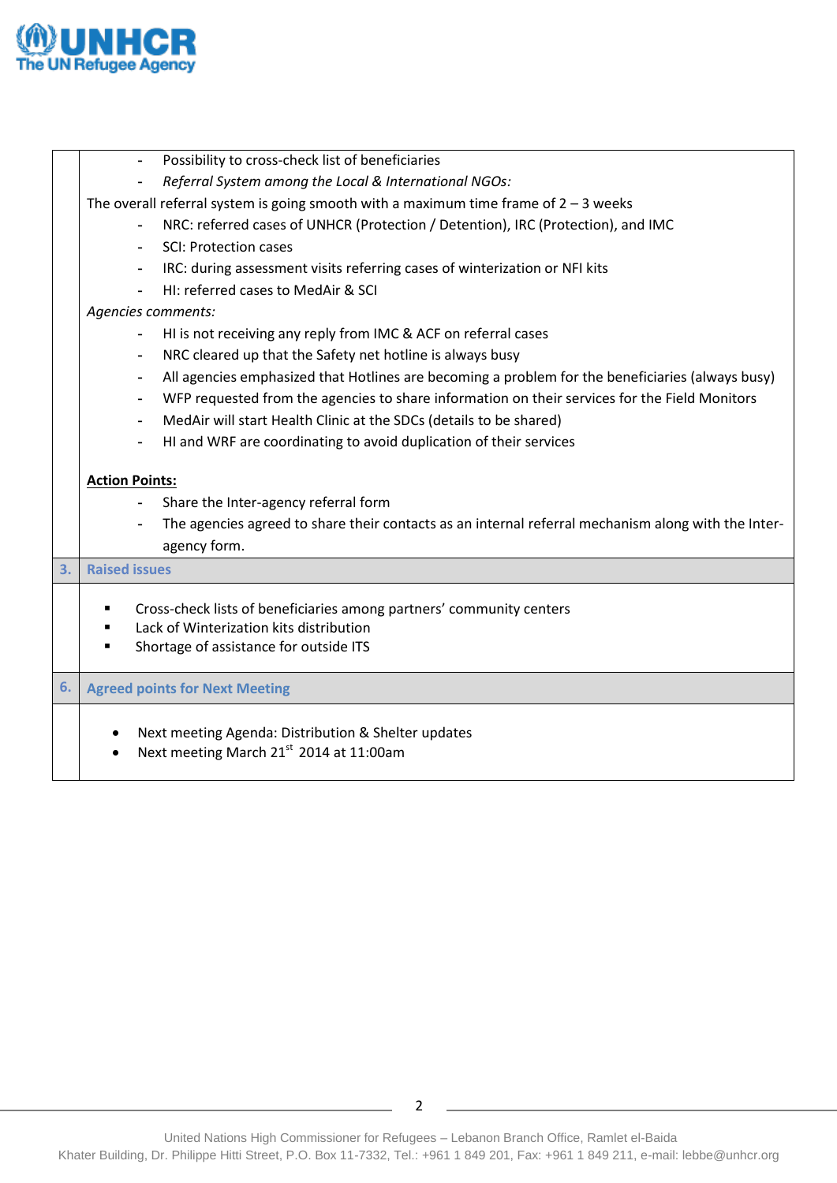- Possibility to cross-check list of beneficiaries
- *Referral System among the Local & International NGOs:*

The overall referral system is going smooth with a maximum time frame of 2 – 3 weeks

- NRC: referred cases of UNHCR (Protection / Detention), IRC (Protection), and IMC
- SCI: Protection cases
- IRC: during assessment visits referring cases of winterization or NFI kits
- HI: referred cases to MedAir & SCI

*Agencies comments:*

- HI is not receiving any reply from IMC & ACF on referral cases
- NRC cleared up that the Safety net hotline is always busy
- All agencies emphasized that Hotlines are becoming a problem for the beneficiaries (always busy)
- WFP requested from the agencies to share information on their services for the Field Monitors
- MedAir will start Health Clinic at the SDCs (details to be shared)
- HI and WRF are coordinating to avoid duplication of their services

**Action Points:**

- Share the Inter-agency referral form
- The agencies agreed to share their contacts as an internal referral mechanism along with the Inter-agency form.

## 3. Raised issues

- Cross-check lists of beneficiaries among partners' community centers
- Lack of Winterization kits distribution
- Shortage of assistance for outside ITS

## 6. Agreed points for Next Meeting

- Next meeting Agenda: Distribution & Shelter updates
- Next meeting March 21st 2014 at 11:00am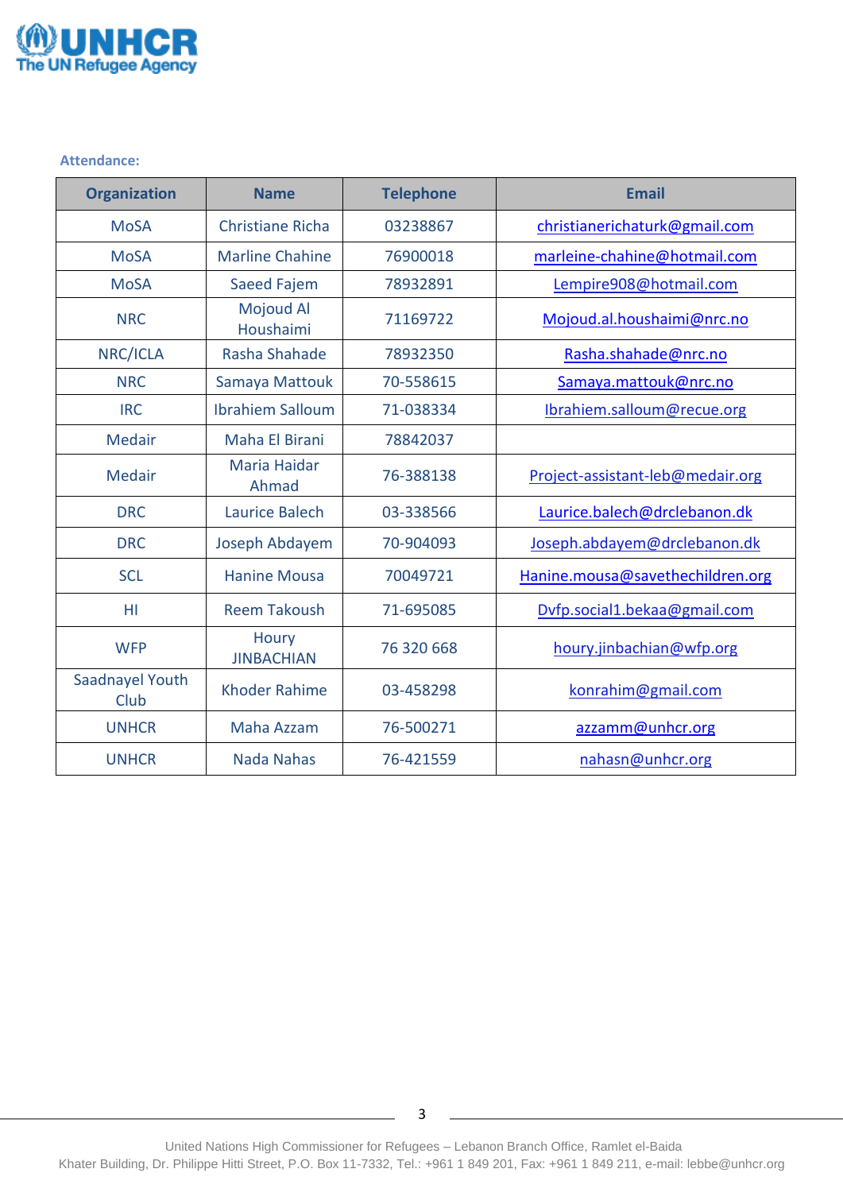**Attendance:**

| Organization | Name | Telephone | Email |
|---|---|---|---|
| MoSA | Christiane Richa | 03238867 | christianerichaturk@gmail.com |
| MoSA | Marline Chahine | 76900018 | marleine-chahine@hotmail.com |
| MoSA | Saeed Fajem | 78932891 | Lempire908@hotmail.com |
| NRC | Mojoud Al Houshaimi | 71169722 | Mojoud.al.houshaimi@nrc.no |
| NRC/ICLA | Rasha Shahade | 78932350 | Rasha.shahade@nrc.no |
| NRC | Samaya Mattouk | 70-558615 | Samaya.mattouk@nrc.no |
| IRC | Ibrahiem Salloum | 71-038334 | Ibrahiem.salloum@recue.org |
| Medair | Maha El Birani | 78842037 | |
| Medair | Maria Haidar Ahmad | 76-388138 | Project-assistant-leb@medair.org |
| DRC | Laurice Balech | 03-338566 | Laurice.balech@drclebanon.dk |
| DRC | Joseph Abdayem | 70-904093 | Joseph.abdayem@drclebanon.dk |
| SCL | Hanine Mousa | 70049721 | Hanine.mousa@savethechildren.org |
| HI | Reem Takoush | 71-695085 | Dvfp.social1.bekaa@gmail.com |
| WFP | Houry JINBACHIAN | 76 320 668 | houry.jinbachian@wfp.org |
| Saadnayel Youth Club | Khoder Rahime | 03-458298 | konrahim@gmail.com |
| UNHCR | Maha Azzam | 76-500271 | azzamm@unhcr.org |
| UNHCR | Nada Nahas | 76-421559 | nahasn@unhcr.org |